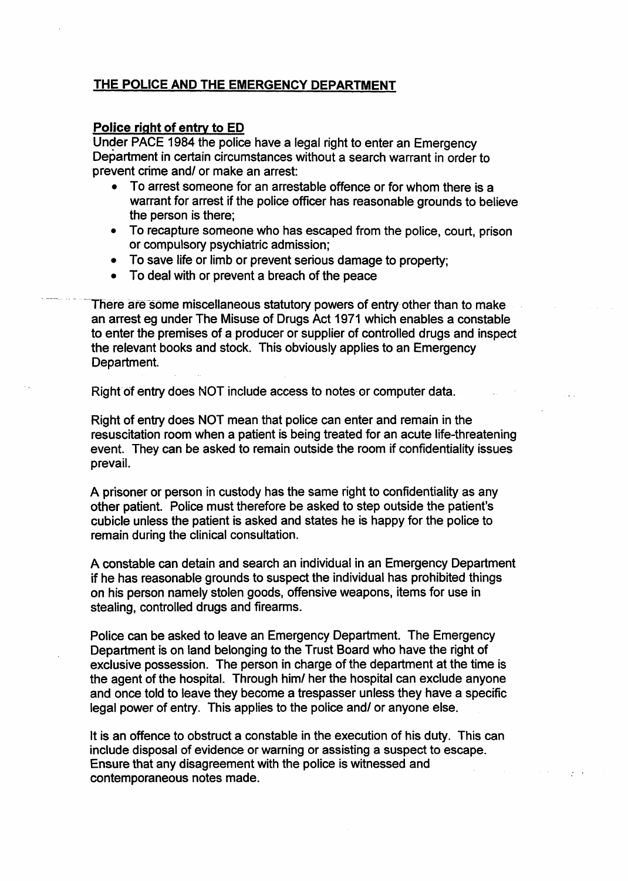## THE POLICE AND THE EMERGENCY DEPARTMENT

### Police right of entry to ED

Under PACE 1984 the police have a legal right to enter an Emergency Department in certain circumstances without a search warrant in order to prevent crime and/ or make an arrest:

- To arrest someone for an arrestable offence or for whom there is a warrant for arrest if the police officer has reasonable grounds to believe the person is there;
- To recapture someone who has escaped from the police, court, prison or compulsory psychiatric admission;
- To save life or limb or prevent serious damage to property;
- To deal with or prevent a breach of the peace

There are some miscellaneous statutory powers of entry other than to make an arrest eg under The Misuse of Drugs Act 1971 which enables a constable to enter the premises of a producer or supplier of controlled drugs and inspect the relevant books and stock. This obviously applies to an Emergency Department.

Right of entry does NOT include access to notes or computer data.

Right of entry does NOT mean that police can enter and remain in the resuscitation room when a patient is being treated for an acute life-threatening event. They can be asked to remain outside the room if confidentiality issues prevail.

A prisoner or person in custody has the same right to confidentiality as any other patient. Police must therefore be asked to step outside the patient's cubicle unless the patient is asked and states he is happy for the police to remain during the clinical consultation.

A constable can detain and search an individual in an Emergency Department if he has reasonable grounds to suspect the individual has prohibited things on his person namely stolen goods, offensive weapons, items for use in stealing, controlled drugs and firearms.

Police can be asked to leave an Emergency Department. The Emergency Department is on land belonging to the Trust Board who have the right of exclusive possession. The person in charge of the department at the time is the agent of the hospital. Through him/ her the hospital can exclude anyone and once told to leave they become a trespasser unless they have a specific legal power of entry. This applies to the police and/ or anyone else.

It is an offence to obstruct a constable in the execution of his duty. This can include disposal of evidence or warning or assisting a suspect to escape. Ensure that any disagreement with the police is witnessed and contemporaneous notes made.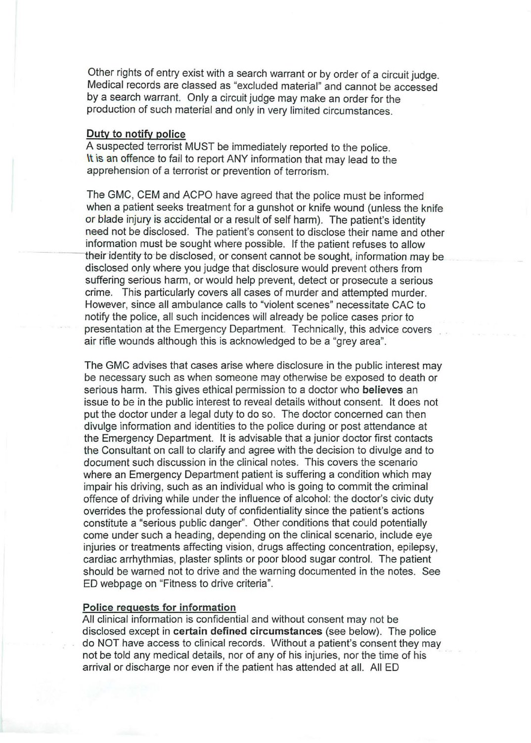Other rights of entry exist with a search warrant or by order of a circuit judge. Medical records are classed as "excluded material" and cannot be accessed by a search warrant. Only a circuit judge may make an order for the production of such material and only in very limited circumstances.

## Duty to notify police

A suspected terrorist MUST be immediately reported to the police. It is an offence to fail to report ANY information that may lead to the apprehension of a terrorist or prevention of terrorism.

The GMC, CEM and ACPO have agreed that the police must be informed when a patient seeks treatment for a gunshot or knife wound (unless the knife or blade injury is accidental or a result of self harm). The patient's identity need not be disclosed. The patient's consent to disclose their name and other information must be sought where possible. If the patient refuses to allow their identity to be disclosed, or consent cannot be sought, information may be disclosed only where you judge that disclosure would prevent others from suffering serious harm, or would help prevent, detect or prosecute a serious crime. This particularly covers all cases of murder and attempted murder. However, since all ambulance calls to "violent scenes" necessitate CAC to notify the police, all such incidences will already be police cases prior to presentation at the Emergency Department. Technically, this advice covers air rifle wounds although this is acknowledged to be a "grey area".

The GMC advises that cases arise where disclosure in the public interest may be necessary such as when someone may otherwise be exposed to death or serious harm. This gives ethical permission to a doctor who **believes** an issue to be in the public interest to reveal details without consent. It does not put the doctor under a legal duty to do so. The doctor concerned can then divulge information and identities to the police during or post attendance at the Emergency Department. It is advisable that a junior doctor first contacts the Consultant on call to clarify and agree with the decision to divulge and to document such discussion in the clinical notes. This covers the scenario where an Emergency Department patient is suffering a condition which may impair his driving, such as an individual who is going to commit the criminal offence of driving while under the influence of alcohol: the doctor's civic duty overrides the professional duty of confidentiality since the patient's actions constitute a "serious public danger". Other conditions that could potentially come under such a heading, depending on the clinical scenario, include eye injuries or treatments affecting vision, drugs affecting concentration, epilepsy, cardiac arrhythmias, plaster splints or poor blood sugar control. The patient should be warned not to drive and the warning documented in the notes. See ED webpage on "Fitness to drive criteria".

## Police requests for information

All clinical information is confidential and without consent may not be disclosed except in **certain defined circumstances** (see below). The police do NOT have access to clinical records. Without a patient's consent they may not be told any medical details, nor of any of his injuries, nor the time of his arrival or discharge nor even if the patient has attended at all. All ED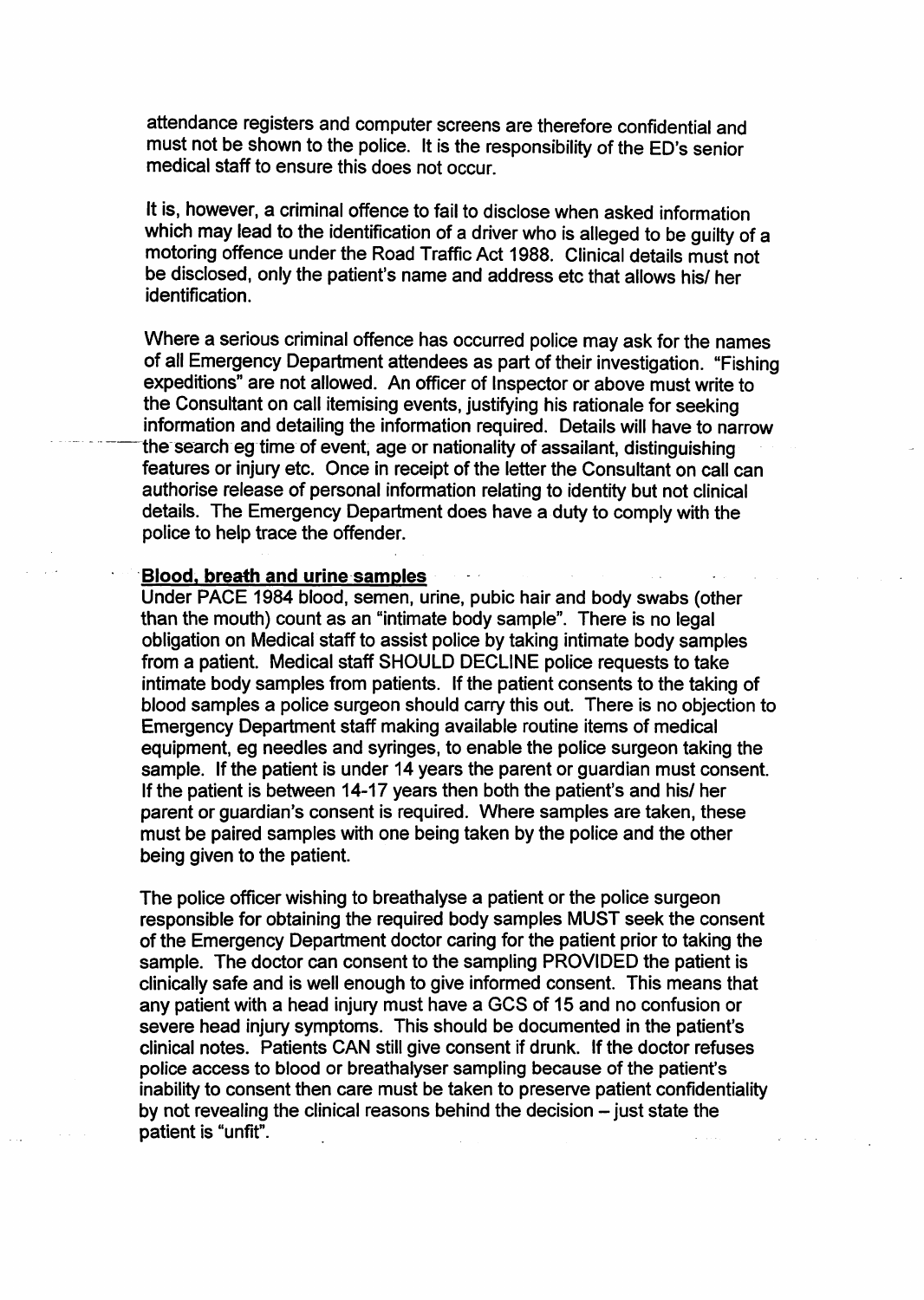attendance registers and computer screens are therefore confidential and must not be shown to the police. It is the responsibility of the ED's senior medical staff to ensure this does not occur.

It is, however, a criminal offence to fail to disclose when asked information which may lead to the identification of a driver who is alleged to be guilty of a motoring offence under the Road Traffic Act 1988. Clinical details must not be disclosed, only the patient's name and address etc that allows his/ her identification.

Where a serious criminal offence has occurred police may ask for the names of all Emergency Department attendees as part of their investigation. "Fishing expeditions" are not allowed. An officer of Inspector or above must write to the Consultant on call itemising events, justifying his rationale for seeking information and detailing the information required. Details will have to narrow the search eg time of event, age or nationality of assailant, distinguishing features or injury etc. Once in receipt of the letter the Consultant on call can authorise release of personal information relating to identity but not clinical details. The Emergency Department does have a duty to comply with the police to help trace the offender.

**Blood, breath and urine samples**

Under PACE 1984 blood, semen, urine, pubic hair and body swabs (other than the mouth) count as an "intimate body sample". There is no legal obligation on Medical staff to assist police by taking intimate body samples from a patient. Medical staff SHOULD DECLINE police requests to take intimate body samples from patients. If the patient consents to the taking of blood samples a police surgeon should carry this out. There is no objection to Emergency Department staff making available routine items of medical equipment, eg needles and syringes, to enable the police surgeon taking the sample. If the patient is under 14 years the parent or guardian must consent. If the patient is between 14-17 years then both the patient's and his/ her parent or guardian's consent is required. Where samples are taken, these must be paired samples with one being taken by the police and the other being given to the patient.

The police officer wishing to breathalyse a patient or the police surgeon responsible for obtaining the required body samples MUST seek the consent of the Emergency Department doctor caring for the patient prior to taking the sample. The doctor can consent to the sampling PROVIDED the patient is clinically safe and is well enough to give informed consent. This means that any patient with a head injury must have a GCS of 15 and no confusion or severe head injury symptoms. This should be documented in the patient's clinical notes. Patients CAN still give consent if drunk. If the doctor refuses police access to blood or breathalyser sampling because of the patient's inability to consent then care must be taken to preserve patient confidentiality by not revealing the clinical reasons behind the decision – just state the patient is "unfit".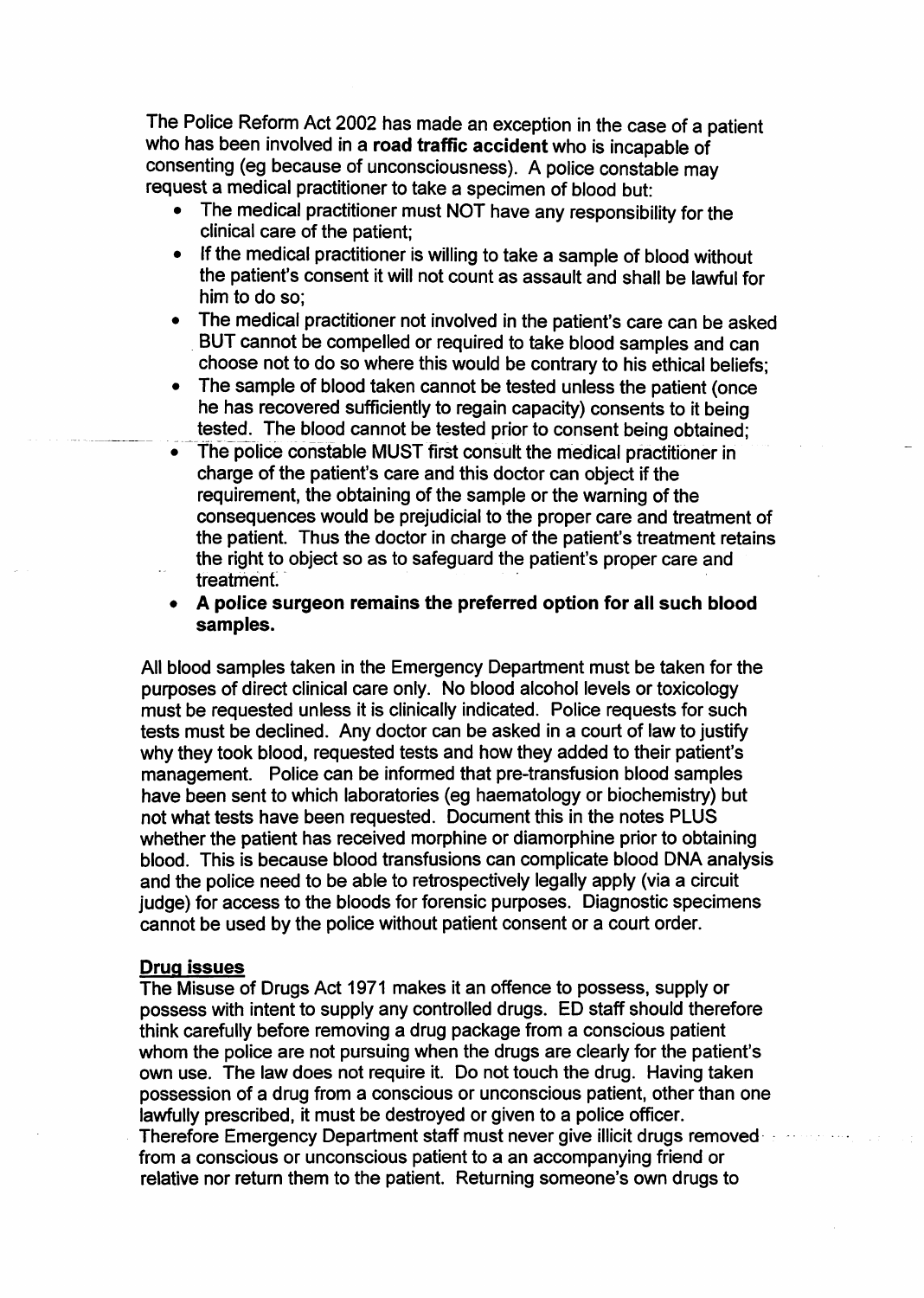The Police Reform Act 2002 has made an exception in the case of a patient who has been involved in a **road traffic accident** who is incapable of consenting (eg because of unconsciousness). A police constable may request a medical practitioner to take a specimen of blood but:

- The medical practitioner must NOT have any responsibility for the clinical care of the patient;
- If the medical practitioner is willing to take a sample of blood without the patient's consent it will not count as assault and shall be lawful for him to do so;
- The medical practitioner not involved in the patient's care can be asked BUT cannot be compelled or required to take blood samples and can choose not to do so where this would be contrary to his ethical beliefs;
- The sample of blood taken cannot be tested unless the patient (once he has recovered sufficiently to regain capacity) consents to it being tested. The blood cannot be tested prior to consent being obtained;
- The police constable MUST first consult the medical practitioner in charge of the patient's care and this doctor can object if the requirement, the obtaining of the sample or the warning of the consequences would be prejudicial to the proper care and treatment of the patient. Thus the doctor in charge of the patient's treatment retains the right to object so as to safeguard the patient's proper care and treatment.
- **A police surgeon remains the preferred option for all such blood samples.**

All blood samples taken in the Emergency Department must be taken for the purposes of direct clinical care only. No blood alcohol levels or toxicology must be requested unless it is clinically indicated. Police requests for such tests must be declined. Any doctor can be asked in a court of law to justify why they took blood, requested tests and how they added to their patient's management. Police can be informed that pre-transfusion blood samples have been sent to which laboratories (eg haematology or biochemistry) but not what tests have been requested. Document this in the notes PLUS whether the patient has received morphine or diamorphine prior to obtaining blood. This is because blood transfusions can complicate blood DNA analysis and the police need to be able to retrospectively legally apply (via a circuit judge) for access to the bloods for forensic purposes. Diagnostic specimens cannot be used by the police without patient consent or a court order.

**Drug issues**

The Misuse of Drugs Act 1971 makes it an offence to possess, supply or possess with intent to supply any controlled drugs. ED staff should therefore think carefully before removing a drug package from a conscious patient whom the police are not pursuing when the drugs are clearly for the patient's own use. The law does not require it. Do not touch the drug. Having taken possession of a drug from a conscious or unconscious patient, other than one lawfully prescribed, it must be destroyed or given to a police officer. Therefore Emergency Department staff must never give illicit drugs removed from a conscious or unconscious patient to a an accompanying friend or relative nor return them to the patient. Returning someone's own drugs to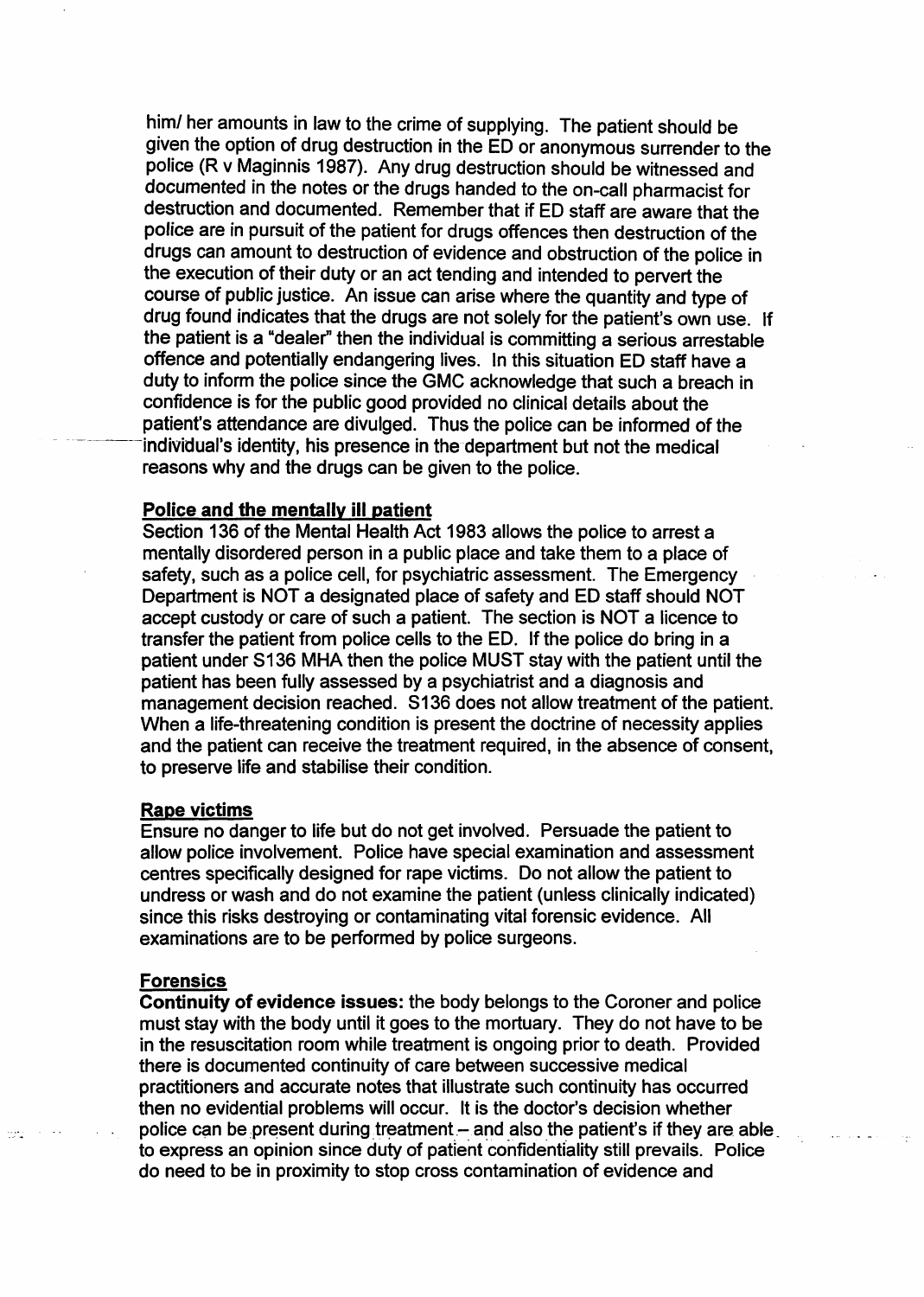him/ her amounts in law to the crime of supplying. The patient should be given the option of drug destruction in the ED or anonymous surrender to the police (R v Maginnis 1987). Any drug destruction should be witnessed and documented in the notes or the drugs handed to the on-call pharmacist for destruction and documented. Remember that if ED staff are aware that the police are in pursuit of the patient for drugs offences then destruction of the drugs can amount to destruction of evidence and obstruction of the police in the execution of their duty or an act tending and intended to pervert the course of public justice. An issue can arise where the quantity and type of drug found indicates that the drugs are not solely for the patient's own use. If the patient is a "dealer" then the individual is committing a serious arrestable offence and potentially endangering lives. In this situation ED staff have a duty to inform the police since the GMC acknowledge that such a breach in confidence is for the public good provided no clinical details about the patient's attendance are divulged. Thus the police can be informed of the individual's identity, his presence in the department but not the medical reasons why and the drugs can be given to the police.

**Police and the mentally ill patient**

Section 136 of the Mental Health Act 1983 allows the police to arrest a mentally disordered person in a public place and take them to a place of safety, such as a police cell, for psychiatric assessment. The Emergency Department is NOT a designated place of safety and ED staff should NOT accept custody or care of such a patient. The section is NOT a licence to transfer the patient from police cells to the ED. If the police do bring in a patient under S136 MHA then the police MUST stay with the patient until the patient has been fully assessed by a psychiatrist and a diagnosis and management decision reached. S136 does not allow treatment of the patient. When a life-threatening condition is present the doctrine of necessity applies and the patient can receive the treatment required, in the absence of consent, to preserve life and stabilise their condition.

**Rape victims**

Ensure no danger to life but do not get involved. Persuade the patient to allow police involvement. Police have special examination and assessment centres specifically designed for rape victims. Do not allow the patient to undress or wash and do not examine the patient (unless clinically indicated) since this risks destroying or contaminating vital forensic evidence. All examinations are to be performed by police surgeons.

**Forensics**

**Continuity of evidence issues:** the body belongs to the Coroner and police must stay with the body until it goes to the mortuary. They do not have to be in the resuscitation room while treatment is ongoing prior to death. Provided there is documented continuity of care between successive medical practitioners and accurate notes that illustrate such continuity has occurred then no evidential problems will occur. It is the doctor's decision whether police can be present during treatment – and also the patient's if they are able to express an opinion since duty of patient confidentiality still prevails. Police do need to be in proximity to stop cross contamination of evidence and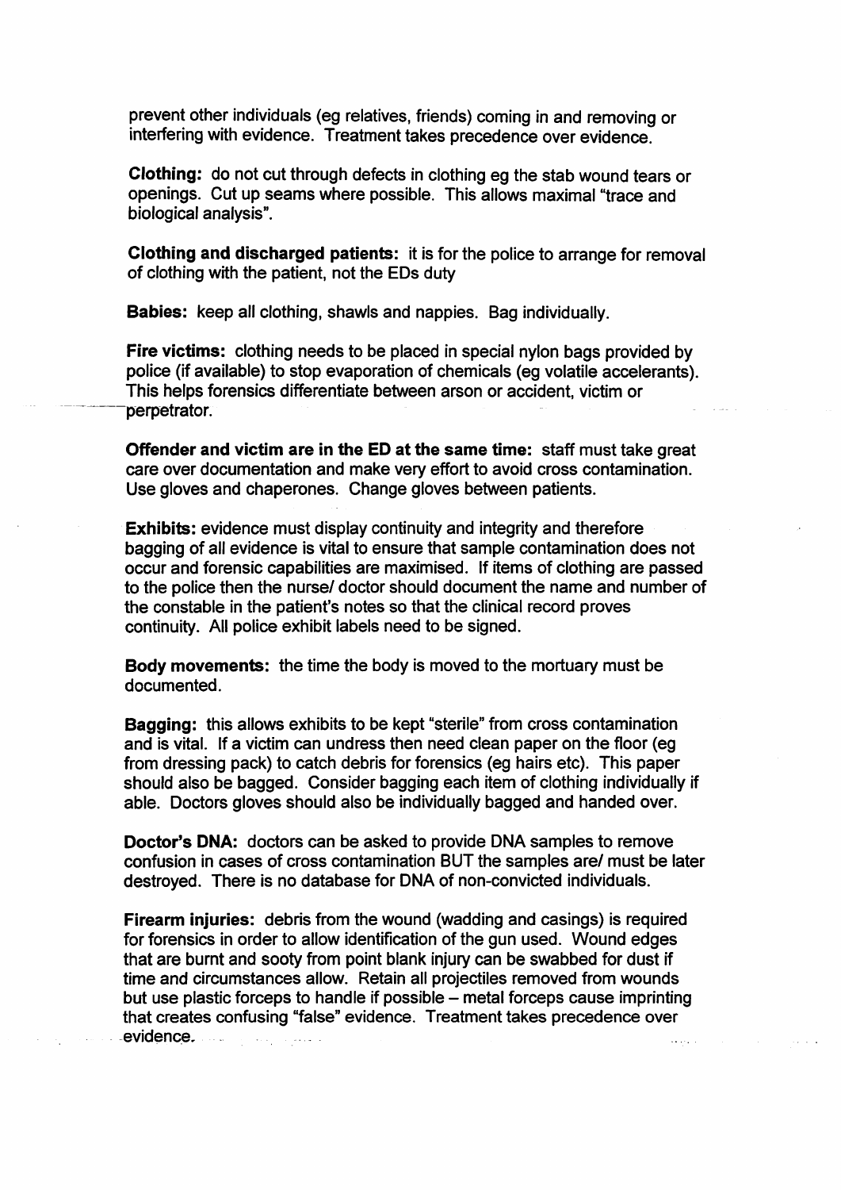prevent other individuals (eg relatives, friends) coming in and removing or interfering with evidence. Treatment takes precedence over evidence.

**Clothing:** do not cut through defects in clothing eg the stab wound tears or openings. Cut up seams where possible. This allows maximal "trace and biological analysis".

**Clothing and discharged patients:** it is for the police to arrange for removal of clothing with the patient, not the EDs duty

**Babies:** keep all clothing, shawls and nappies. Bag individually.

**Fire victims:** clothing needs to be placed in special nylon bags provided by police (if available) to stop evaporation of chemicals (eg volatile accelerants). This helps forensics differentiate between arson or accident, victim or perpetrator.

**Offender and victim are in the ED at the same time:** staff must take great care over documentation and make very effort to avoid cross contamination. Use gloves and chaperones. Change gloves between patients.

**Exhibits:** evidence must display continuity and integrity and therefore bagging of all evidence is vital to ensure that sample contamination does not occur and forensic capabilities are maximised. If items of clothing are passed to the police then the nurse/ doctor should document the name and number of the constable in the patient's notes so that the clinical record proves continuity. All police exhibit labels need to be signed.

**Body movements:** the time the body is moved to the mortuary must be documented.

**Bagging:** this allows exhibits to be kept "sterile" from cross contamination and is vital. If a victim can undress then need clean paper on the floor (eg from dressing pack) to catch debris for forensics (eg hairs etc). This paper should also be bagged. Consider bagging each item of clothing individually if able. Doctors gloves should also be individually bagged and handed over.

**Doctor's DNA:** doctors can be asked to provide DNA samples to remove confusion in cases of cross contamination BUT the samples are/ must be later destroyed. There is no database for DNA of non-convicted individuals.

**Firearm injuries:** debris from the wound (wadding and casings) is required for forensics in order to allow identification of the gun used. Wound edges that are burnt and sooty from point blank injury can be swabbed for dust if time and circumstances allow. Retain all projectiles removed from wounds but use plastic forceps to handle if possible – metal forceps cause imprinting that creates confusing "false" evidence. Treatment takes precedence over evidence.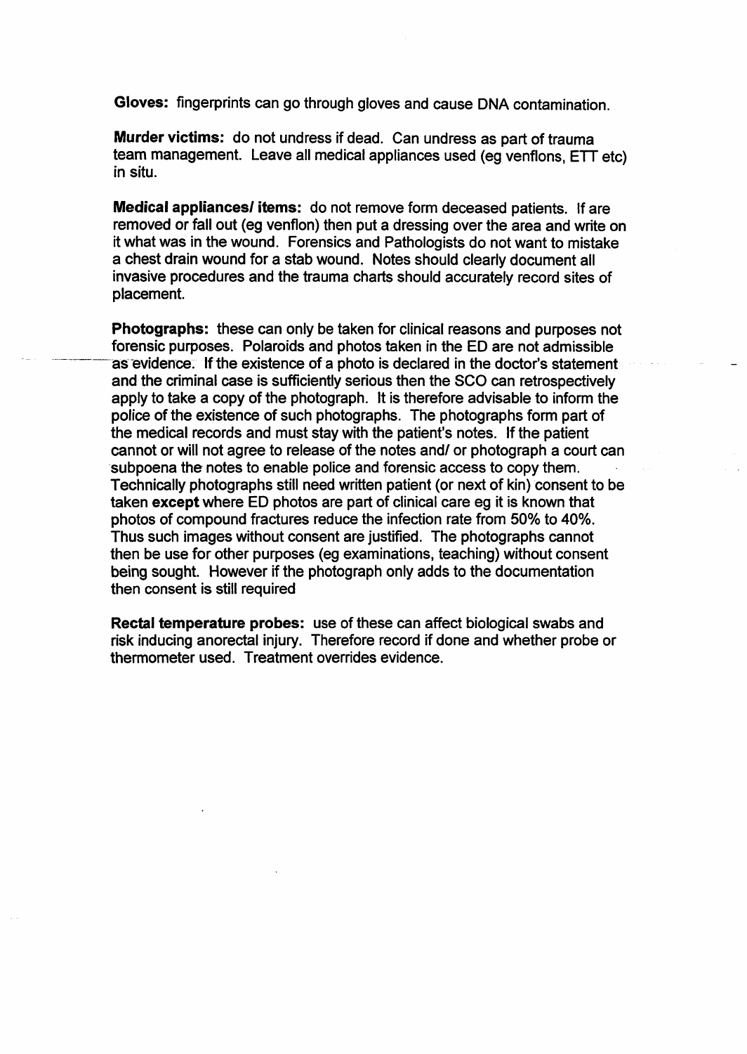**Gloves:** fingerprints can go through gloves and cause DNA contamination.

**Murder victims:** do not undress if dead. Can undress as part of trauma team management. Leave all medical appliances used (eg venflons, ETT etc) in situ.

**Medical appliances/ items:** do not remove form deceased patients. If are removed or fall out (eg venflon) then put a dressing over the area and write on it what was in the wound. Forensics and Pathologists do not want to mistake a chest drain wound for a stab wound. Notes should clearly document all invasive procedures and the trauma charts should accurately record sites of placement.

**Photographs:** these can only be taken for clinical reasons and purposes not forensic purposes. Polaroids and photos taken in the ED are not admissible as evidence. If the existence of a photo is declared in the doctor's statement and the criminal case is sufficiently serious then the SCO can retrospectively apply to take a copy of the photograph. It is therefore advisable to inform the police of the existence of such photographs. The photographs form part of the medical records and must stay with the patient's notes. If the patient cannot or will not agree to release of the notes and/ or photograph a court can subpoena the notes to enable police and forensic access to copy them. Technically photographs still need written patient (or next of kin) consent to be taken **except** where ED photos are part of clinical care eg it is known that photos of compound fractures reduce the infection rate from 50% to 40%. Thus such images without consent are justified. The photographs cannot then be use for other purposes (eg examinations, teaching) without consent being sought. However if the photograph only adds to the documentation then consent is still required

**Rectal temperature probes:** use of these can affect biological swabs and risk inducing anorectal injury. Therefore record if done and whether probe or thermometer used. Treatment overrides evidence.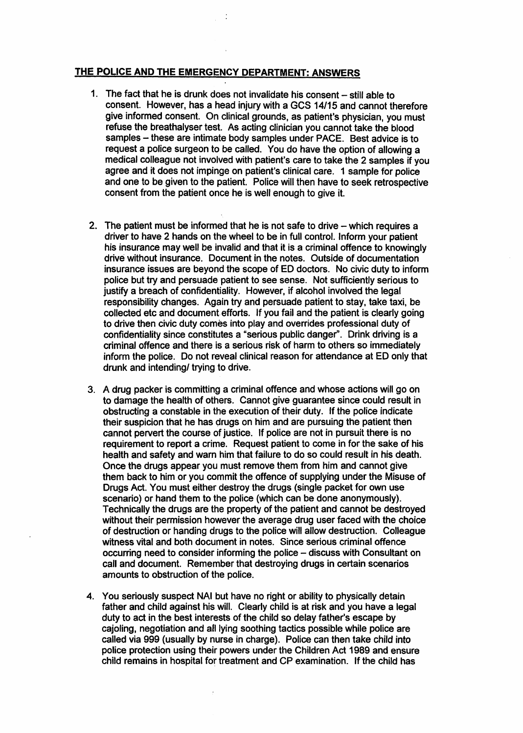## THE POLICE AND THE EMERGENCY DEPARTMENT: ANSWERS

1. The fact that he is drunk does not invalidate his consent – still able to consent. However, has a head injury with a GCS 14/15 and cannot therefore give informed consent. On clinical grounds, as patient's physician, you must refuse the breathalyser test. As acting clinician you cannot take the blood samples – these are intimate body samples under PACE. Best advice is to request a police surgeon to be called. You do have the option of allowing a medical colleague not involved with patient's care to take the 2 samples if you agree and it does not impinge on patient's clinical care. 1 sample for police and one to be given to the patient. Police will then have to seek retrospective consent from the patient once he is well enough to give it.

2. The patient must be informed that he is not safe to drive – which requires a driver to have 2 hands on the wheel to be in full control. Inform your patient his insurance may well be invalid and that it is a criminal offence to knowingly drive without insurance. Document in the notes. Outside of documentation insurance issues are beyond the scope of ED doctors. No civic duty to inform police but try and persuade patient to see sense. Not sufficiently serious to justify a breach of confidentiality. However, if alcohol involved the legal responsibility changes. Again try and persuade patient to stay, take taxi, be collected etc and document efforts. If you fail and the patient is clearly going to drive then civic duty comes into play and overrides professional duty of confidentiality since constitutes a "serious public danger". Drink driving is a criminal offence and there is a serious risk of harm to others so immediately inform the police. Do not reveal clinical reason for attendance at ED only that drunk and intending/ trying to drive.

3. A drug packer is committing a criminal offence and whose actions will go on to damage the health of others. Cannot give guarantee since could result in obstructing a constable in the execution of their duty. If the police indicate their suspicion that he has drugs on him and are pursuing the patient then cannot pervert the course of justice. If police are not in pursuit there is no requirement to report a crime. Request patient to come in for the sake of his health and safety and warn him that failure to do so could result in his death. Once the drugs appear you must remove them from him and cannot give them back to him or you commit the offence of supplying under the Misuse of Drugs Act. You must either destroy the drugs (single packet for own use scenario) or hand them to the police (which can be done anonymously). Technically the drugs are the property of the patient and cannot be destroyed without their permission however the average drug user faced with the choice of destruction or handing drugs to the police will allow destruction. Colleague witness vital and both document in notes. Since serious criminal offence occurring need to consider informing the police – discuss with Consultant on call and document. Remember that destroying drugs in certain scenarios amounts to obstruction of the police.

4. You seriously suspect NAI but have no right or ability to physically detain father and child against his will. Clearly child is at risk and you have a legal duty to act in the best interests of the child so delay father's escape by cajoling, negotiation and all lying soothing tactics possible while police are called via 999 (usually by nurse in charge). Police can then take child into police protection using their powers under the Children Act 1989 and ensure child remains in hospital for treatment and CP examination. If the child has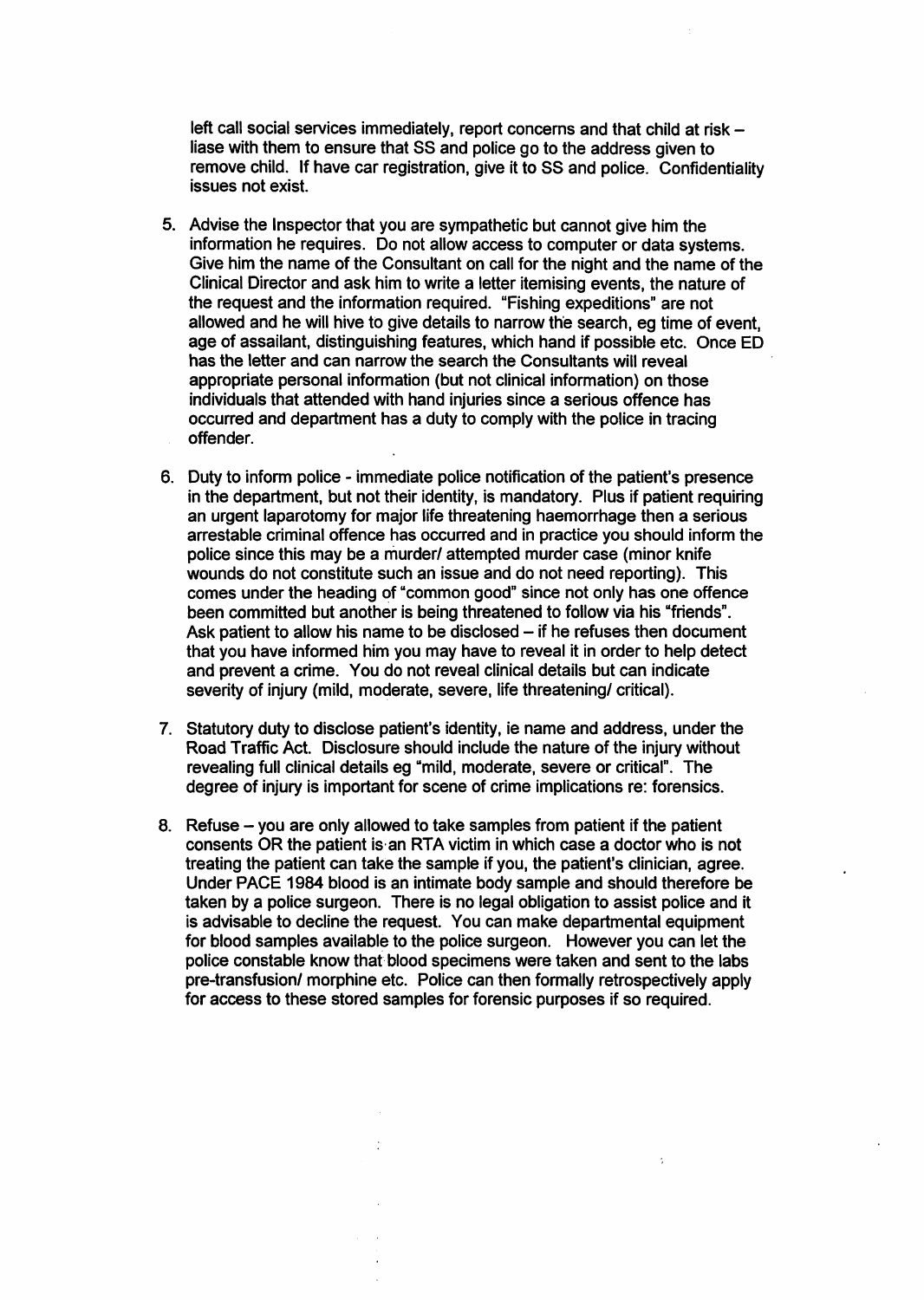left call social services immediately, report concerns and that child at risk – liase with them to ensure that SS and police go to the address given to remove child. If have car registration, give it to SS and police. Confidentiality issues not exist.

5. Advise the Inspector that you are sympathetic but cannot give him the information he requires. Do not allow access to computer or data systems. Give him the name of the Consultant on call for the night and the name of the Clinical Director and ask him to write a letter itemising events, the nature of the request and the information required. "Fishing expeditions" are not allowed and he will hive to give details to narrow the search, eg time of event, age of assailant, distinguishing features, which hand if possible etc. Once ED has the letter and can narrow the search the Consultants will reveal appropriate personal information (but not clinical information) on those individuals that attended with hand injuries since a serious offence has occurred and department has a duty to comply with the police in tracing offender.

6. Duty to inform police - immediate police notification of the patient's presence in the department, but not their identity, is mandatory. Plus if patient requiring an urgent laparotomy for major life threatening haemorrhage then a serious arrestable criminal offence has occurred and in practice you should inform the police since this may be a murder/ attempted murder case (minor knife wounds do not constitute such an issue and do not need reporting). This comes under the heading of "common good" since not only has one offence been committed but another is being threatened to follow via his "friends". Ask patient to allow his name to be disclosed – if he refuses then document that you have informed him you may have to reveal it in order to help detect and prevent a crime. You do not reveal clinical details but can indicate severity of injury (mild, moderate, severe, life threatening/ critical).

7. Statutory duty to disclose patient's identity, ie name and address, under the Road Traffic Act. Disclosure should include the nature of the injury without revealing full clinical details eg "mild, moderate, severe or critical". The degree of injury is important for scene of crime implications re: forensics.

8. Refuse – you are only allowed to take samples from patient if the patient consents OR the patient is an RTA victim in which case a doctor who is not treating the patient can take the sample if you, the patient's clinician, agree. Under PACE 1984 blood is an intimate body sample and should therefore be taken by a police surgeon. There is no legal obligation to assist police and it is advisable to decline the request. You can make departmental equipment for blood samples available to the police surgeon. However you can let the police constable know that blood specimens were taken and sent to the labs pre-transfusion/ morphine etc. Police can then formally retrospectively apply for access to these stored samples for forensic purposes if so required.